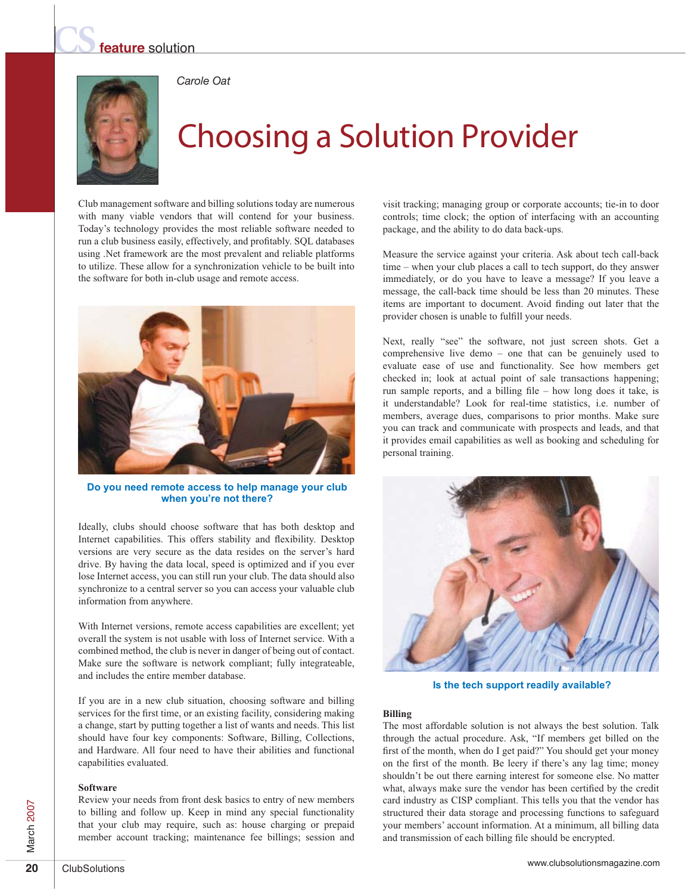Carole Oat

# Choosing a Solution Provider

Club management software and billing solutions today are numerous with many viable vendors that will contend for your business. Today's technology provides the most reliable software needed to run a club business easily, effectively, and profitably. SQL databases using .Net framework are the most prevalent and reliable platforms to utilize. These allow for a synchronization vehicle to be built into the software for both in-club usage and remote access.

**Do you need remote access to help manage your club when you're not there?**

Ideally, clubs should choose software that has both desktop and Internet capabilities. This offers stability and flexibility. Desktop versions are very secure as the data resides on the server's hard drive. By having the data local, speed is optimized and if you ever lose Internet access, you can still run your club. The data should also synchronize to a central server so you can access your valuable club information from anywhere.

With Internet versions, remote access capabilities are excellent; yet overall the system is not usable with loss of Internet service. With a combined method, the club is never in danger of being out of contact. Make sure the software is network compliant; fully integrateable, and includes the entire member database.

If you are in a new club situation, choosing software and billing services for the first time, or an existing facility, considering making a change, start by putting together a list of wants and needs. This list should have four key components: Software, Billing, Collections, and Hardware. All four need to have their abilities and functional capabilities evaluated.

### Software

Review your needs from front desk basics to entry of new members to billing and follow up. Keep in mind any special functionality that your club may require, such as: house charging or prepaid member account tracking; maintenance fee billings; session and visit tracking; managing group or corporate accounts; tie-in to door controls; time clock; the option of interfacing with an accounting package, and the ability to do data back-ups.

Measure the service against your criteria. Ask about tech call-back time – when your club places a call to tech support, do they answer immediately, or do you have to leave a message? If you leave a message, the call-back time should be less than 20 minutes. These items are important to document. Avoid finding out later that the provider chosen is unable to fulfill your needs.

Next, really "see" the software, not just screen shots. Get a comprehensive live demo – one that can be genuinely used to evaluate ease of use and functionality. See how members get checked in; look at actual point of sale transactions happening; run sample reports, and a billing file – how long does it take, is it understandable? Look for real-time statistics, i.e. number of members, average dues, comparisons to prior months. Make sure you can track and communicate with prospects and leads, and that it provides email capabilities as well as booking and scheduling for personal training.

**Is the tech support readily available?**

### Billing

The most affordable solution is not always the best solution. Talk through the actual procedure. Ask, "If members get billed on the first of the month, when do I get paid?" You should get your money on the first of the month. Be leery if there's any lag time; money shouldn't be out there earning interest for someone else. No matter what, always make sure the vendor has been certified by the credit card industry as CISP compliant. This tells you that the vendor has structured their data storage and processing functions to safeguard your members' account information. At a minimum, all billing data and transmission of each billing file should be encrypted.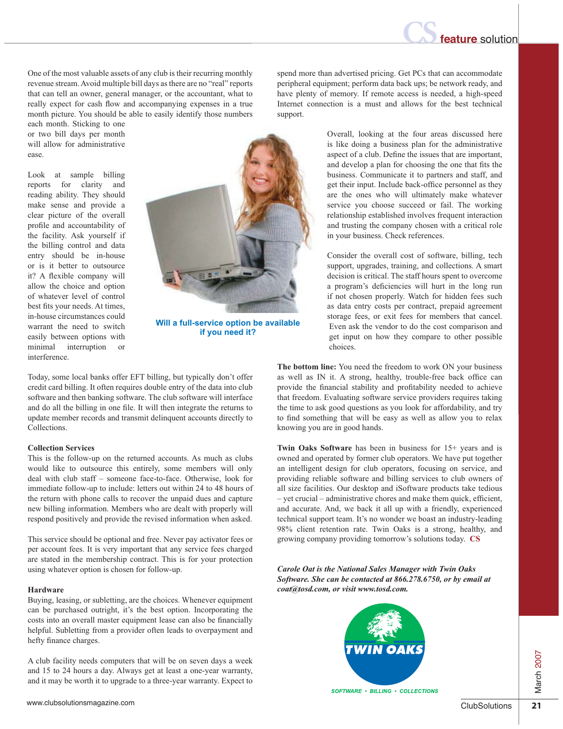One of the most valuable assets of any club is their recurring monthly revenue stream. Avoid multiple bill days as there are no "real" reports that can tell an owner, general manager, or the accountant, what to really expect for cash flow and accompanying expenses in a true month picture. You should be able to easily identify those numbers each month. Sticking to one or two bill days per month will allow for administrative ease.

Look at sample billing reports for clarity and reading ability. They should make sense and provide a clear picture of the overall profile and accountability of the facility. Ask yourself if the billing control and data entry should be in-house or is it better to outsource it? A flexible company will allow the choice and option of whatever level of control best fits your needs. At times, in-house circumstances could warrant the need to switch easily between options with minimal interruption or interference.

Will a full-service option be available if you need it?

Today, some local banks offer EFT billing, but typically don't offer credit card billing. It often requires double entry of the data into club software and then banking software. The club software will interface and do all the billing in one file. It will then integrate the returns to update member records and transmit delinquent accounts directly to Collections.

**Collection Services**

This is the follow-up on the returned accounts. As much as clubs would like to outsource this entirely, some members will only deal with club staff – someone face-to-face. Otherwise, look for immediate follow-up to include: letters out within 24 to 48 hours of the return with phone calls to recover the unpaid dues and capture new billing information. Members who are dealt with properly will respond positively and provide the revised information when asked.

This service should be optional and free. Never pay activator fees or per account fees. It is very important that any service fees charged are stated in the membership contract. This is for your protection using whatever option is chosen for follow-up.

**Hardware**

Buying, leasing, or subletting, are the choices. Whenever equipment can be purchased outright, it's the best option. Incorporating the costs into an overall master equipment lease can also be financially helpful. Subletting from a provider often leads to overpayment and hefty finance charges.

A club facility needs computers that will be on seven days a week and 15 to 24 hours a day. Always get at least a one-year warranty, and it may be worth it to upgrade to a three-year warranty. Expect to spend more than advertised pricing. Get PCs that can accommodate peripheral equipment; perform data back ups; be network ready, and have plenty of memory. If remote access is needed, a high-speed Internet connection is a must and allows for the best technical support.

Overall, looking at the four areas discussed here is like doing a business plan for the administrative aspect of a club. Define the issues that are important, and develop a plan for choosing the one that fits the business. Communicate it to partners and staff, and get their input. Include back-office personnel as they are the ones who will ultimately make whatever service you choose succeed or fail. The working relationship established involves frequent interaction and trusting the company chosen with a critical role in your business. Check references.

Consider the overall cost of software, billing, tech support, upgrades, training, and collections. A smart decision is critical. The staff hours spent to overcome a program's deficiencies will hurt in the long run if not chosen properly. Watch for hidden fees such as data entry costs per contract, prepaid agreement storage fees, or exit fees for members that cancel. Even ask the vendor to do the cost comparison and get input on how they compare to other possible choices.

**The bottom line:** You need the freedom to work ON your business as well as IN it. A strong, healthy, trouble-free back office can provide the financial stability and profitability needed to achieve that freedom. Evaluating software service providers requires taking the time to ask good questions as you look for affordability, and try to find something that will be easy as well as allow you to relax knowing you are in good hands.

**Twin Oaks Software** has been in business for 15+ years and is owned and operated by former club operators. We have put together an intelligent design for club operators, focusing on service, and providing reliable software and billing services to club owners of all size facilities. Our desktop and iSoftware products take tedious – yet crucial – administrative chores and make them quick, efficient, and accurate. And, we back it all up with a friendly, experienced technical support team. It's no wonder we boast an industry-leading 98% client retention rate. Twin Oaks is a strong, healthy, and growing company providing tomorrow's solutions today. **CS**

***Carole Oat is the National Sales Manager with Twin Oaks Software. She can be contacted at 866.278.6750, or by email at coat@tosd.com, or visit www.tosd.com.***

TWIN OAKS

SOFTWARE • BILLING • COLLECTIONS